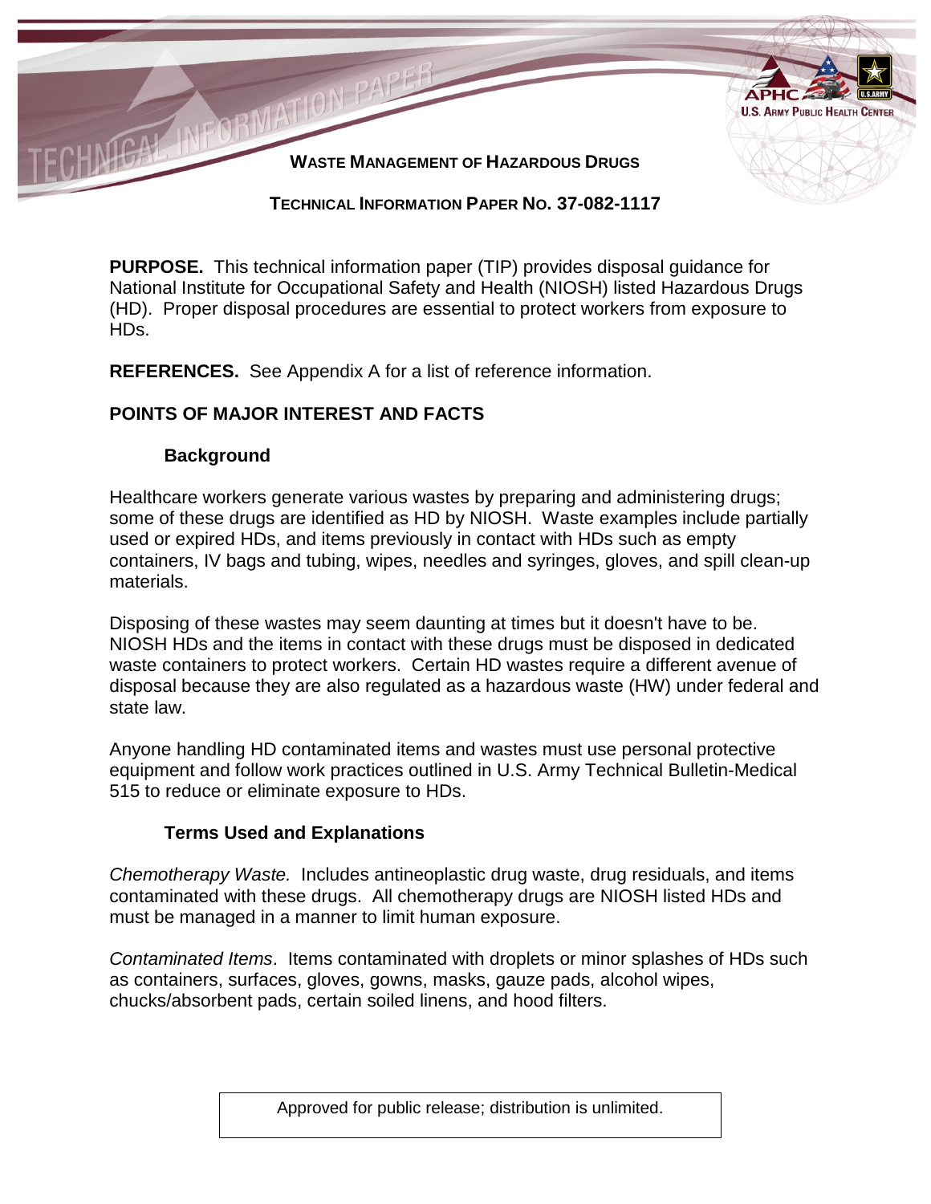# WASTE MANAGEMENT OF HAZARDOUS DRUGS

## TECHNICAL INFORMATION PAPER NO. 37-082-1117

**PURPOSE.** This technical information paper (TIP) provides disposal guidance for National Institute for Occupational Safety and Health (NIOSH) listed Hazardous Drugs (HD). Proper disposal procedures are essential to protect workers from exposure to HDs.

**REFERENCES.** See Appendix A for a list of reference information.

## POINTS OF MAJOR INTEREST AND FACTS

### Background

Healthcare workers generate various wastes by preparing and administering drugs; some of these drugs are identified as HD by NIOSH. Waste examples include partially used or expired HDs, and items previously in contact with HDs such as empty containers, IV bags and tubing, wipes, needles and syringes, gloves, and spill clean-up materials.

Disposing of these wastes may seem daunting at times but it doesn't have to be. NIOSH HDs and the items in contact with these drugs must be disposed in dedicated waste containers to protect workers. Certain HD wastes require a different avenue of disposal because they are also regulated as a hazardous waste (HW) under federal and state law.

Anyone handling HD contaminated items and wastes must use personal protective equipment and follow work practices outlined in U.S. Army Technical Bulletin-Medical 515 to reduce or eliminate exposure to HDs.

### Terms Used and Explanations

*Chemotherapy Waste.* Includes antineoplastic drug waste, drug residuals, and items contaminated with these drugs. All chemotherapy drugs are NIOSH listed HDs and must be managed in a manner to limit human exposure.

*Contaminated Items*. Items contaminated with droplets or minor splashes of HDs such as containers, surfaces, gloves, gowns, masks, gauze pads, alcohol wipes, chucks/absorbent pads, certain soiled linens, and hood filters.

Approved for public release; distribution is unlimited.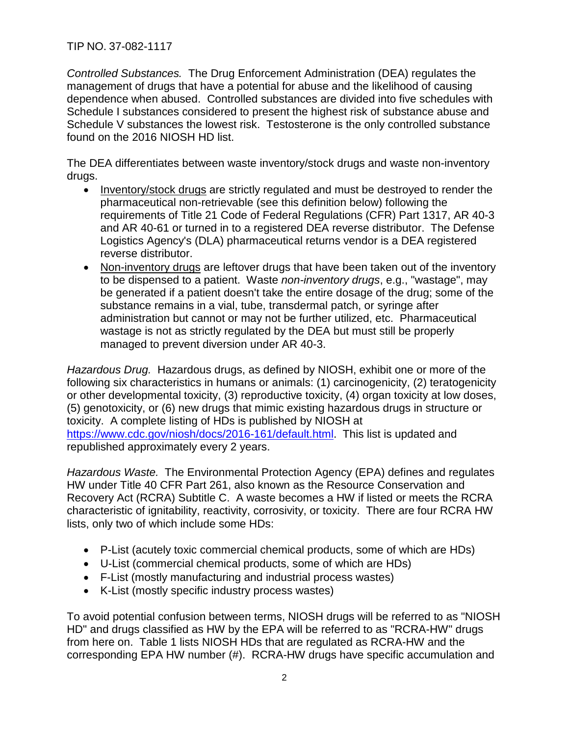*Controlled Substances.* The Drug Enforcement Administration (DEA) regulates the management of drugs that have a potential for abuse and the likelihood of causing dependence when abused. Controlled substances are divided into five schedules with Schedule I substances considered to present the highest risk of substance abuse and Schedule V substances the lowest risk. Testosterone is the only controlled substance found on the 2016 NIOSH HD list.

The DEA differentiates between waste inventory/stock drugs and waste non-inventory drugs.

- Inventory/stock drugs are strictly regulated and must be destroyed to render the pharmaceutical non-retrievable (see this definition below) following the requirements of Title 21 Code of Federal Regulations (CFR) Part 1317, AR 40-3 and AR 40-61 or turned in to a registered DEA reverse distributor. The Defense Logistics Agency's (DLA) pharmaceutical returns vendor is a DEA registered reverse distributor.
- Non-inventory drugs are leftover drugs that have been taken out of the inventory to be dispensed to a patient. Waste *non-inventory drugs*, e.g., "wastage", may be generated if a patient doesn't take the entire dosage of the drug; some of the substance remains in a vial, tube, transdermal patch, or syringe after administration but cannot or may not be further utilized, etc. Pharmaceutical wastage is not as strictly regulated by the DEA but must still be properly managed to prevent diversion under AR 40-3.

*Hazardous Drug.* Hazardous drugs, as defined by NIOSH, exhibit one or more of the following six characteristics in humans or animals: (1) carcinogenicity, (2) teratogenicity or other developmental toxicity, (3) reproductive toxicity, (4) organ toxicity at low doses, (5) genotoxicity, or (6) new drugs that mimic existing hazardous drugs in structure or toxicity. A complete listing of HDs is published by NIOSH at https://www.cdc.gov/niosh/docs/2016-161/default.html. This list is updated and republished approximately every 2 years.

*Hazardous Waste.* The Environmental Protection Agency (EPA) defines and regulates HW under Title 40 CFR Part 261, also known as the Resource Conservation and Recovery Act (RCRA) Subtitle C. A waste becomes a HW if listed or meets the RCRA characteristic of ignitability, reactivity, corrosivity, or toxicity. There are four RCRA HW lists, only two of which include some HDs:

- P-List (acutely toxic commercial chemical products, some of which are HDs)
- U-List (commercial chemical products, some of which are HDs)
- F-List (mostly manufacturing and industrial process wastes)
- K-List (mostly specific industry process wastes)

To avoid potential confusion between terms, NIOSH drugs will be referred to as "NIOSH HD" and drugs classified as HW by the EPA will be referred to as "RCRA-HW" drugs from here on. Table 1 lists NIOSH HDs that are regulated as RCRA-HW and the corresponding EPA HW number (#). RCRA-HW drugs have specific accumulation and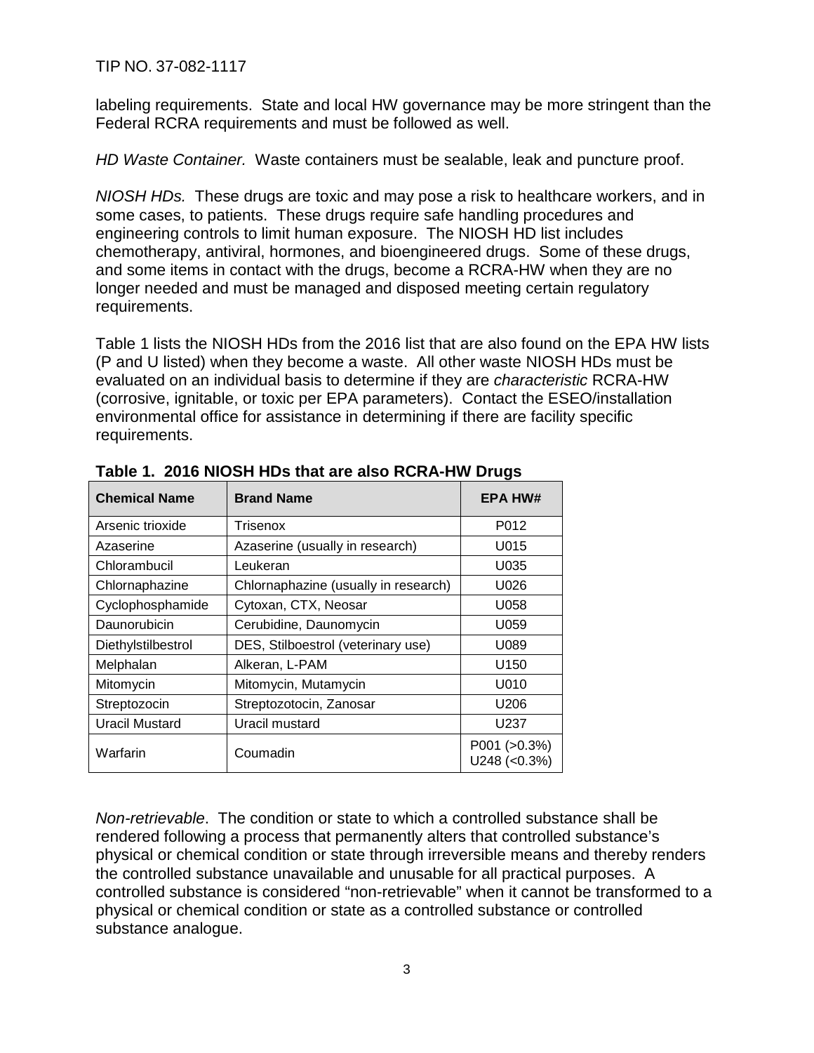labeling requirements. State and local HW governance may be more stringent than the Federal RCRA requirements and must be followed as well.

*HD Waste Container.* Waste containers must be sealable, leak and puncture proof.

*NIOSH HDs.* These drugs are toxic and may pose a risk to healthcare workers, and in some cases, to patients. These drugs require safe handling procedures and engineering controls to limit human exposure. The NIOSH HD list includes chemotherapy, antiviral, hormones, and bioengineered drugs. Some of these drugs, and some items in contact with the drugs, become a RCRA-HW when they are no longer needed and must be managed and disposed meeting certain regulatory requirements.

Table 1 lists the NIOSH HDs from the 2016 list that are also found on the EPA HW lists (P and U listed) when they become a waste. All other waste NIOSH HDs must be evaluated on an individual basis to determine if they are *characteristic* RCRA-HW (corrosive, ignitable, or toxic per EPA parameters). Contact the ESEO/installation environmental office for assistance in determining if there are facility specific requirements.

**Table 1. 2016 NIOSH HDs that are also RCRA-HW Drugs**

| Chemical Name | Brand Name | EPA HW# |
|---|---|---|
| Arsenic trioxide | Trisenox | P012 |
| Azaserine | Azaserine (usually in research) | U015 |
| Chlorambucil | Leukeran | U035 |
| Chlornaphazine | Chlornaphazine (usually in research) | U026 |
| Cyclophosphamide | Cytoxan, CTX, Neosar | U058 |
| Daunorubicin | Cerubidine, Daunomycin | U059 |
| Diethylstilbestrol | DES, Stilboestrol (veterinary use) | U089 |
| Melphalan | Alkeran, L-PAM | U150 |
| Mitomycin | Mitomycin, Mutamycin | U010 |
| Streptozocin | Streptozotocin, Zanosar | U206 |
| Uracil Mustard | Uracil mustard | U237 |
| Warfarin | Coumadin | P001 (>0.3%) U248 (<0.3%) |

*Non-retrievable*. The condition or state to which a controlled substance shall be rendered following a process that permanently alters that controlled substance's physical or chemical condition or state through irreversible means and thereby renders the controlled substance unavailable and unusable for all practical purposes. A controlled substance is considered "non-retrievable" when it cannot be transformed to a physical or chemical condition or state as a controlled substance or controlled substance analogue.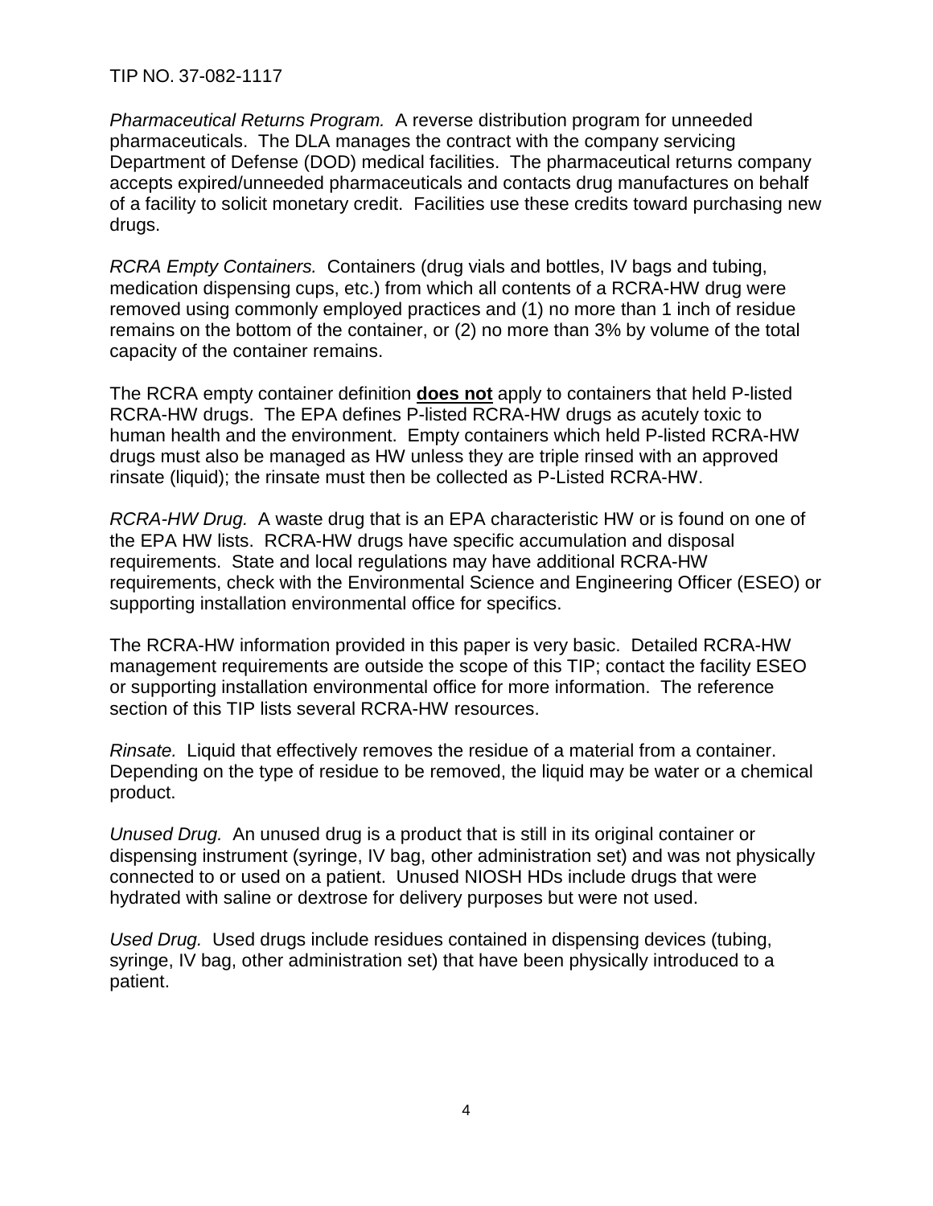*Pharmaceutical Returns Program.* A reverse distribution program for unneeded pharmaceuticals. The DLA manages the contract with the company servicing Department of Defense (DOD) medical facilities. The pharmaceutical returns company accepts expired/unneeded pharmaceuticals and contacts drug manufactures on behalf of a facility to solicit monetary credit. Facilities use these credits toward purchasing new drugs.

*RCRA Empty Containers.* Containers (drug vials and bottles, IV bags and tubing, medication dispensing cups, etc.) from which all contents of a RCRA-HW drug were removed using commonly employed practices and (1) no more than 1 inch of residue remains on the bottom of the container, or (2) no more than 3% by volume of the total capacity of the container remains.

The RCRA empty container definition **does not** apply to containers that held P-listed RCRA-HW drugs. The EPA defines P-listed RCRA-HW drugs as acutely toxic to human health and the environment. Empty containers which held P-listed RCRA-HW drugs must also be managed as HW unless they are triple rinsed with an approved rinsate (liquid); the rinsate must then be collected as P-Listed RCRA-HW.

*RCRA-HW Drug.* A waste drug that is an EPA characteristic HW or is found on one of the EPA HW lists. RCRA-HW drugs have specific accumulation and disposal requirements. State and local regulations may have additional RCRA-HW requirements, check with the Environmental Science and Engineering Officer (ESEO) or supporting installation environmental office for specifics.

The RCRA-HW information provided in this paper is very basic. Detailed RCRA-HW management requirements are outside the scope of this TIP; contact the facility ESEO or supporting installation environmental office for more information. The reference section of this TIP lists several RCRA-HW resources.

*Rinsate.* Liquid that effectively removes the residue of a material from a container. Depending on the type of residue to be removed, the liquid may be water or a chemical product.

*Unused Drug.* An unused drug is a product that is still in its original container or dispensing instrument (syringe, IV bag, other administration set) and was not physically connected to or used on a patient. Unused NIOSH HDs include drugs that were hydrated with saline or dextrose for delivery purposes but were not used.

*Used Drug.* Used drugs include residues contained in dispensing devices (tubing, syringe, IV bag, other administration set) that have been physically introduced to a patient.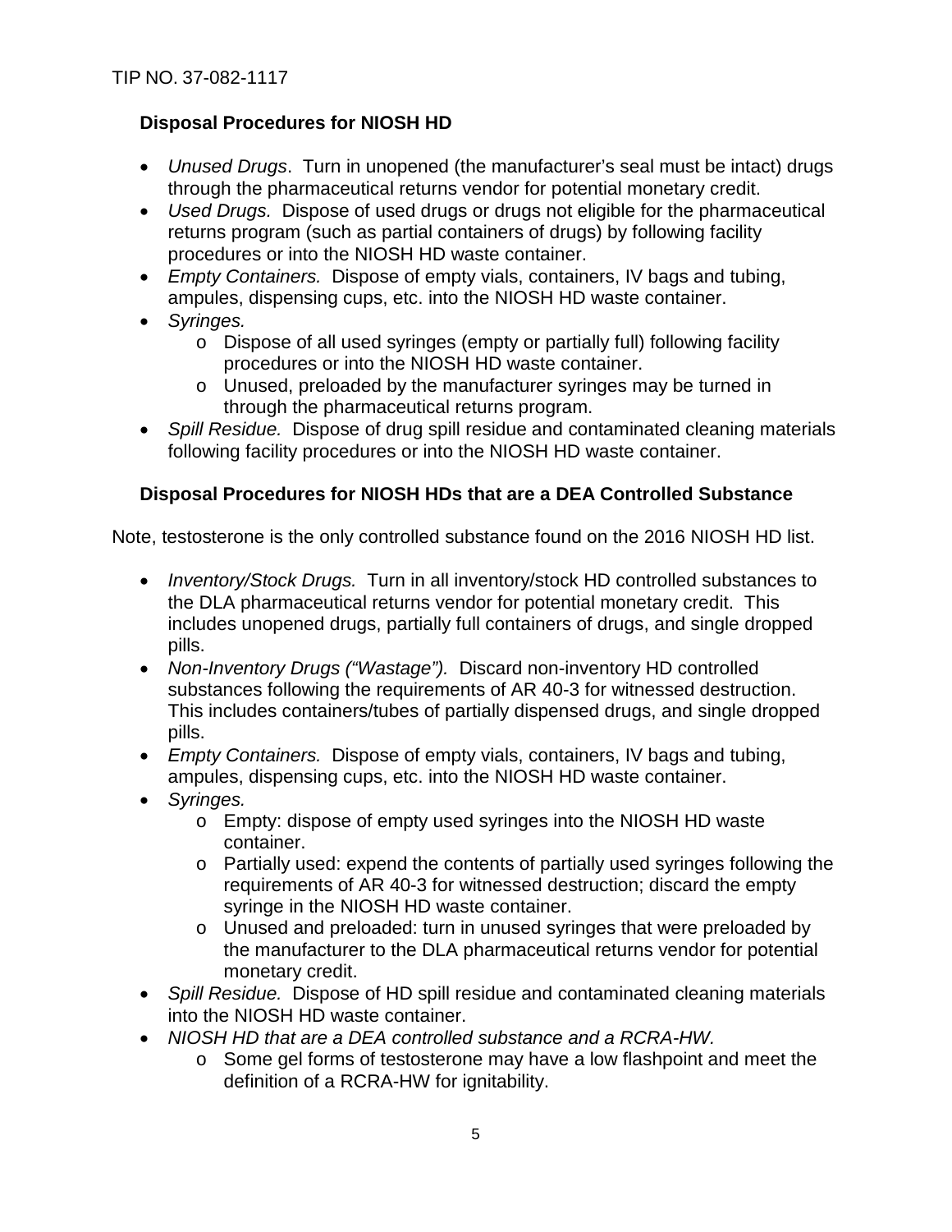### Disposal Procedures for NIOSH HD

- *Unused Drugs*. Turn in unopened (the manufacturer's seal must be intact) drugs through the pharmaceutical returns vendor for potential monetary credit.
- *Used Drugs.* Dispose of used drugs or drugs not eligible for the pharmaceutical returns program (such as partial containers of drugs) by following facility procedures or into the NIOSH HD waste container.
- *Empty Containers.* Dispose of empty vials, containers, IV bags and tubing, ampules, dispensing cups, etc. into the NIOSH HD waste container.
- *Syringes.*
  - Dispose of all used syringes (empty or partially full) following facility procedures or into the NIOSH HD waste container.
  - Unused, preloaded by the manufacturer syringes may be turned in through the pharmaceutical returns program.
- *Spill Residue.* Dispose of drug spill residue and contaminated cleaning materials following facility procedures or into the NIOSH HD waste container.

### Disposal Procedures for NIOSH HDs that are a DEA Controlled Substance

Note, testosterone is the only controlled substance found on the 2016 NIOSH HD list.

- *Inventory/Stock Drugs.* Turn in all inventory/stock HD controlled substances to the DLA pharmaceutical returns vendor for potential monetary credit. This includes unopened drugs, partially full containers of drugs, and single dropped pills.
- *Non-Inventory Drugs ("Wastage").* Discard non-inventory HD controlled substances following the requirements of AR 40-3 for witnessed destruction. This includes containers/tubes of partially dispensed drugs, and single dropped pills.
- *Empty Containers.* Dispose of empty vials, containers, IV bags and tubing, ampules, dispensing cups, etc. into the NIOSH HD waste container.
- *Syringes.*
  - Empty: dispose of empty used syringes into the NIOSH HD waste container.
  - Partially used: expend the contents of partially used syringes following the requirements of AR 40-3 for witnessed destruction; discard the empty syringe in the NIOSH HD waste container.
  - Unused and preloaded: turn in unused syringes that were preloaded by the manufacturer to the DLA pharmaceutical returns vendor for potential monetary credit.
- *Spill Residue.* Dispose of HD spill residue and contaminated cleaning materials into the NIOSH HD waste container.
- *NIOSH HD that are a DEA controlled substance and a RCRA-HW.*
  - Some gel forms of testosterone may have a low flashpoint and meet the definition of a RCRA-HW for ignitability.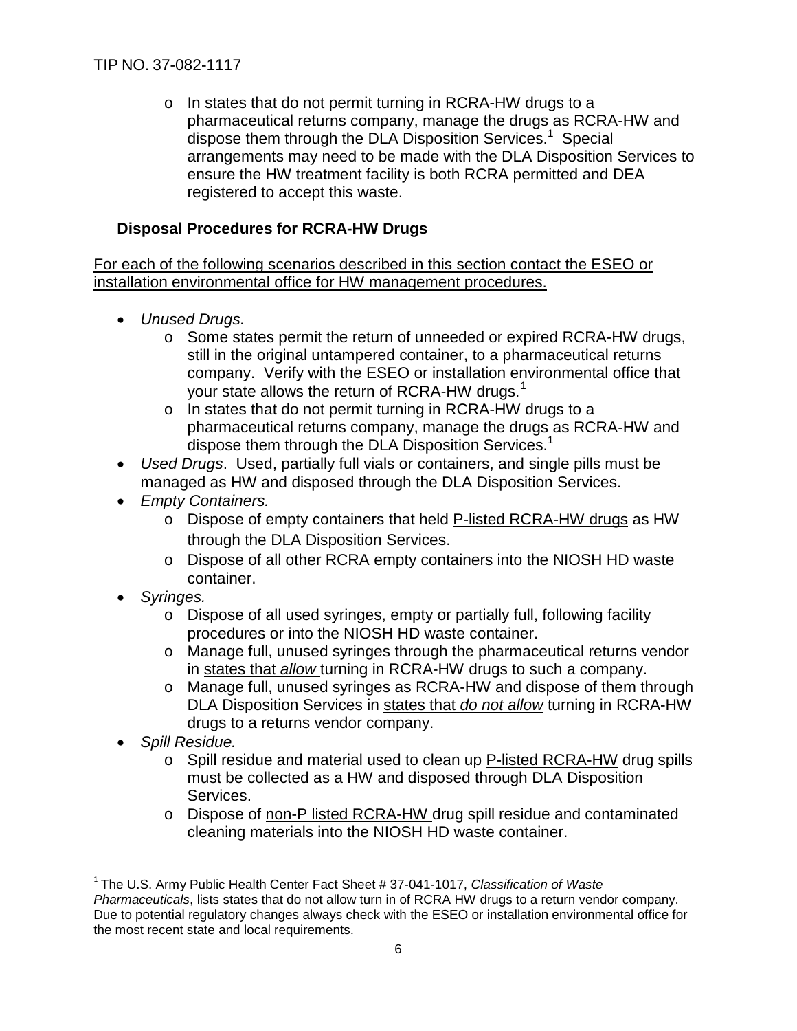- In states that do not permit turning in RCRA-HW drugs to a pharmaceutical returns company, manage the drugs as RCRA-HW and dispose them through the DLA Disposition Services.[1] Special arrangements may need to be made with the DLA Disposition Services to ensure the HW treatment facility is both RCRA permitted and DEA registered to accept this waste.

### Disposal Procedures for RCRA-HW Drugs

<u>For each of the following scenarios described in this section contact the ESEO or installation environmental office for HW management procedures.</u>

- *Unused Drugs.*
  - Some states permit the return of unneeded or expired RCRA-HW drugs, still in the original untampered container, to a pharmaceutical returns company. Verify with the ESEO or installation environmental office that your state allows the return of RCRA-HW drugs.[1]
  - In states that do not permit turning in RCRA-HW drugs to a pharmaceutical returns company, manage the drugs as RCRA-HW and dispose them through the DLA Disposition Services.[1]
- *Used Drugs*. Used, partially full vials or containers, and single pills must be managed as HW and disposed through the DLA Disposition Services.
- *Empty Containers.*
  - Dispose of empty containers that held <u>P-listed RCRA-HW drugs</u> as HW through the DLA Disposition Services.
  - Dispose of all other RCRA empty containers into the NIOSH HD waste container.
- *Syringes.*
  - Dispose of all used syringes, empty or partially full, following facility procedures or into the NIOSH HD waste container.
  - Manage full, unused syringes through the pharmaceutical returns vendor in <u>states that *allow*</u> turning in RCRA-HW drugs to such a company.
  - Manage full, unused syringes as RCRA-HW and dispose of them through DLA Disposition Services in <u>states that *do not allow*</u> turning in RCRA-HW drugs to a returns vendor company.
- *Spill Residue.*
  - Spill residue and material used to clean up <u>P-listed RCRA-HW</u> drug spills must be collected as a HW and disposed through DLA Disposition Services.
  - Dispose of <u>non-P listed RCRA-HW</u> drug spill residue and contaminated cleaning materials into the NIOSH HD waste container.

---

[1] The U.S. Army Public Health Center Fact Sheet # 37-041-1017, *Classification of Waste Pharmaceuticals*, lists states that do not allow turn in of RCRA HW drugs to a return vendor company. Due to potential regulatory changes always check with the ESEO or installation environmental office for the most recent state and local requirements.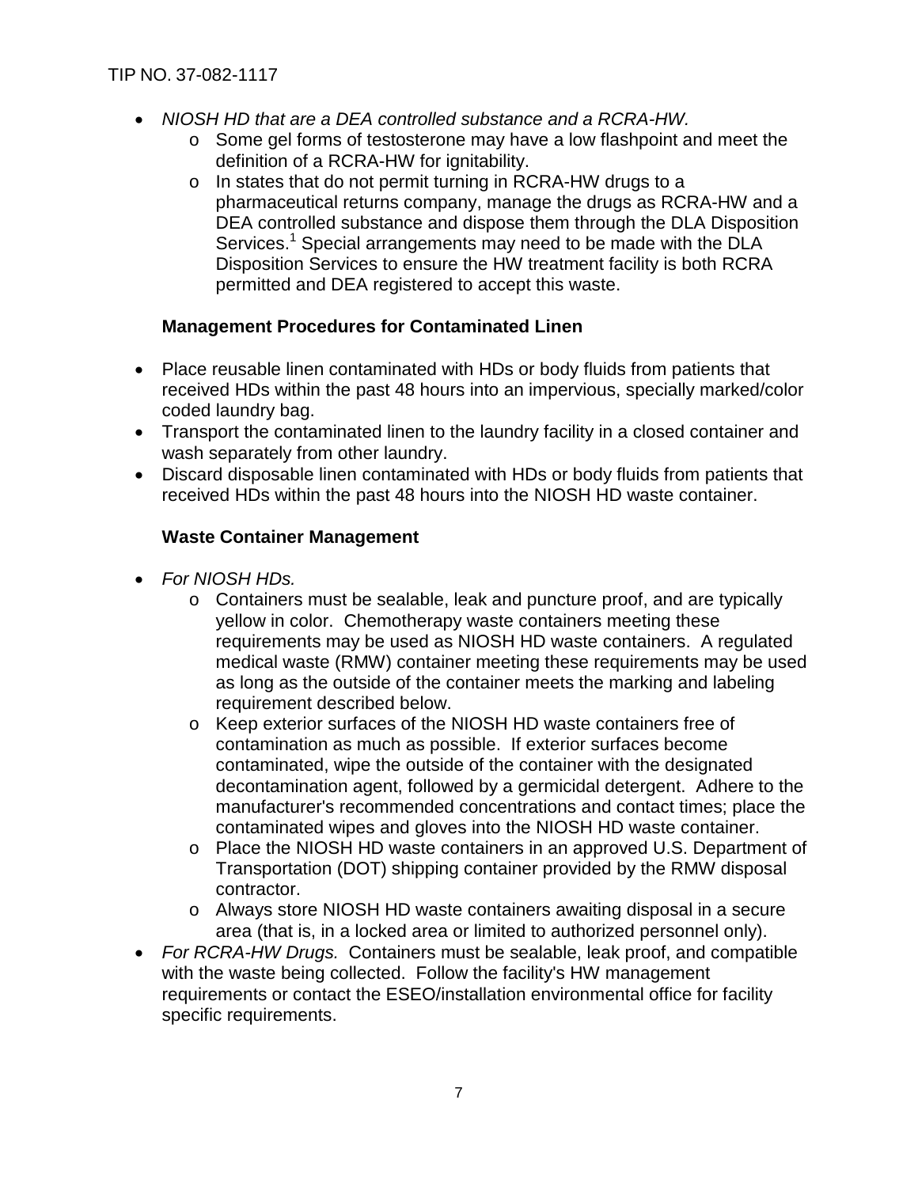- *NIOSH HD that are a DEA controlled substance and a RCRA-HW.*
  - Some gel forms of testosterone may have a low flashpoint and meet the definition of a RCRA-HW for ignitability.
  - In states that do not permit turning in RCRA-HW drugs to a pharmaceutical returns company, manage the drugs as RCRA-HW and a DEA controlled substance and dispose them through the DLA Disposition Services.[1] Special arrangements may need to be made with the DLA Disposition Services to ensure the HW treatment facility is both RCRA permitted and DEA registered to accept this waste.

**Management Procedures for Contaminated Linen**

- Place reusable linen contaminated with HDs or body fluids from patients that received HDs within the past 48 hours into an impervious, specially marked/color coded laundry bag.
- Transport the contaminated linen to the laundry facility in a closed container and wash separately from other laundry.
- Discard disposable linen contaminated with HDs or body fluids from patients that received HDs within the past 48 hours into the NIOSH HD waste container.

**Waste Container Management**

- *For NIOSH HDs.*
  - Containers must be sealable, leak and puncture proof, and are typically yellow in color. Chemotherapy waste containers meeting these requirements may be used as NIOSH HD waste containers. A regulated medical waste (RMW) container meeting these requirements may be used as long as the outside of the container meets the marking and labeling requirement described below.
  - Keep exterior surfaces of the NIOSH HD waste containers free of contamination as much as possible. If exterior surfaces become contaminated, wipe the outside of the container with the designated decontamination agent, followed by a germicidal detergent. Adhere to the manufacturer's recommended concentrations and contact times; place the contaminated wipes and gloves into the NIOSH HD waste container.
  - Place the NIOSH HD waste containers in an approved U.S. Department of Transportation (DOT) shipping container provided by the RMW disposal contractor.
  - Always store NIOSH HD waste containers awaiting disposal in a secure area (that is, in a locked area or limited to authorized personnel only).
- *For RCRA-HW Drugs.* Containers must be sealable, leak proof, and compatible with the waste being collected. Follow the facility's HW management requirements or contact the ESEO/installation environmental office for facility specific requirements.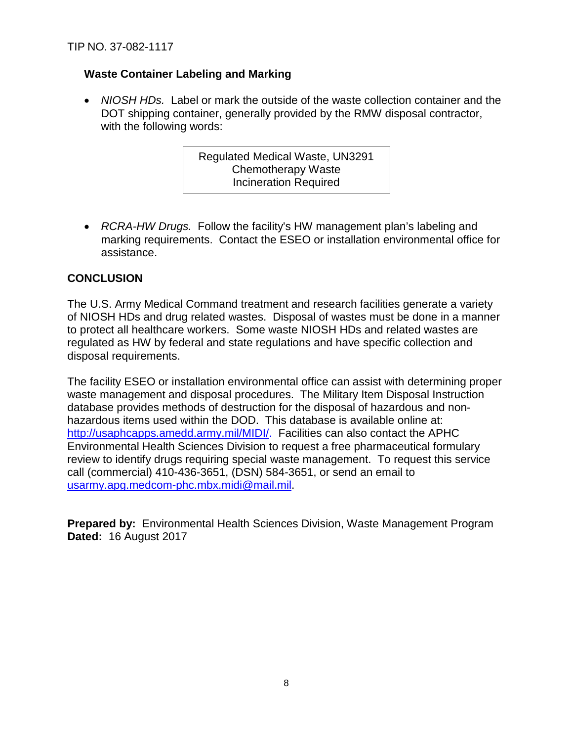### Waste Container Labeling and Marking

- *NIOSH HDs.* Label or mark the outside of the waste collection container and the DOT shipping container, generally provided by the RMW disposal contractor, with the following words:

| Regulated Medical Waste, UN3291<br>Chemotherapy Waste<br>Incineration Required |
|---|

- *RCRA-HW Drugs.* Follow the facility's HW management plan's labeling and marking requirements. Contact the ESEO or installation environmental office for assistance.

## CONCLUSION

The U.S. Army Medical Command treatment and research facilities generate a variety of NIOSH HDs and drug related wastes. Disposal of wastes must be done in a manner to protect all healthcare workers. Some waste NIOSH HDs and related wastes are regulated as HW by federal and state regulations and have specific collection and disposal requirements.

The facility ESEO or installation environmental office can assist with determining proper waste management and disposal procedures. The Military Item Disposal Instruction database provides methods of destruction for the disposal of hazardous and non-hazardous items used within the DOD. This database is available online at: http://usaphcapps.amedd.army.mil/MIDI/. Facilities can also contact the APHC Environmental Health Sciences Division to request a free pharmaceutical formulary review to identify drugs requiring special waste management. To request this service call (commercial) 410-436-3651, (DSN) 584-3651, or send an email to usarmy.apg.medcom-phc.mbx.midi@mail.mil.

**Prepared by:** Environmental Health Sciences Division, Waste Management Program
**Dated:** 16 August 2017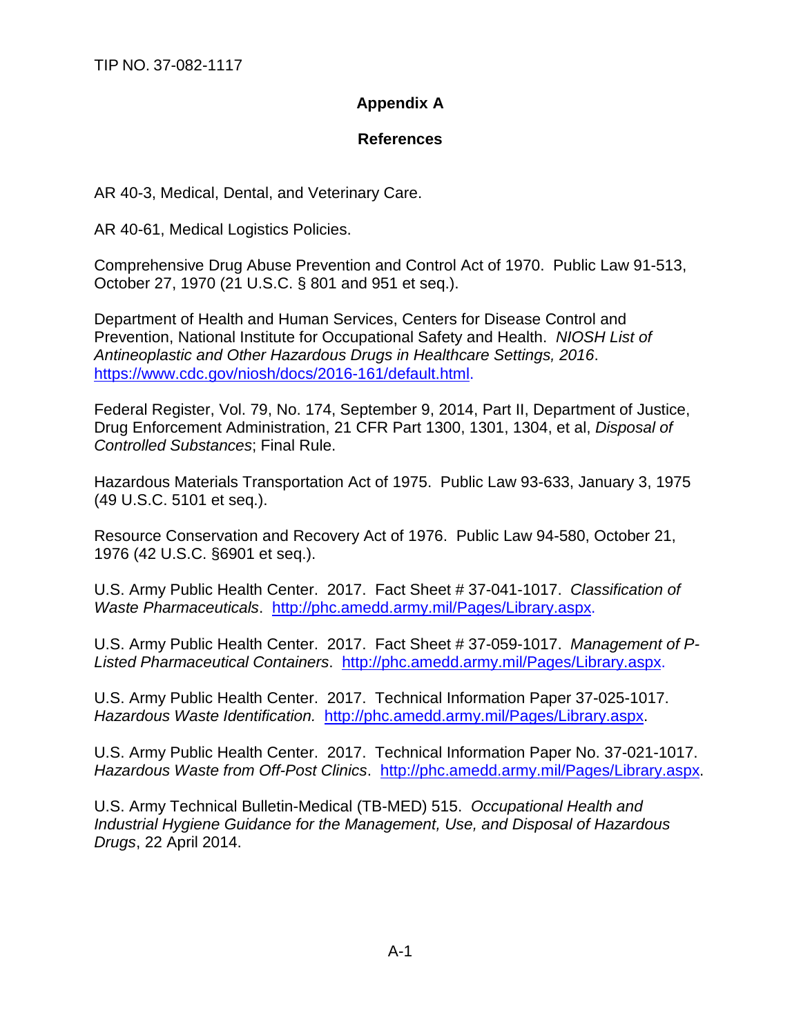# Appendix A

## References

AR 40-3, Medical, Dental, and Veterinary Care.

AR 40-61, Medical Logistics Policies.

Comprehensive Drug Abuse Prevention and Control Act of 1970. Public Law 91-513, October 27, 1970 (21 U.S.C. § 801 and 951 et seq.).

Department of Health and Human Services, Centers for Disease Control and Prevention, National Institute for Occupational Safety and Health. *NIOSH List of Antineoplastic and Other Hazardous Drugs in Healthcare Settings, 2016*. https://www.cdc.gov/niosh/docs/2016-161/default.html.

Federal Register, Vol. 79, No. 174, September 9, 2014, Part II, Department of Justice, Drug Enforcement Administration, 21 CFR Part 1300, 1301, 1304, et al, *Disposal of Controlled Substances*; Final Rule.

Hazardous Materials Transportation Act of 1975. Public Law 93-633, January 3, 1975 (49 U.S.C. 5101 et seq.).

Resource Conservation and Recovery Act of 1976. Public Law 94-580, October 21, 1976 (42 U.S.C. §6901 et seq.).

U.S. Army Public Health Center. 2017. Fact Sheet # 37-041-1017. *Classification of Waste Pharmaceuticals*. http://phc.amedd.army.mil/Pages/Library.aspx.

U.S. Army Public Health Center. 2017. Fact Sheet # 37-059-1017. *Management of P-Listed Pharmaceutical Containers*. http://phc.amedd.army.mil/Pages/Library.aspx.

U.S. Army Public Health Center. 2017. Technical Information Paper 37-025-1017. *Hazardous Waste Identification.* http://phc.amedd.army.mil/Pages/Library.aspx.

U.S. Army Public Health Center. 2017. Technical Information Paper No. 37-021-1017. *Hazardous Waste from Off-Post Clinics*. http://phc.amedd.army.mil/Pages/Library.aspx.

U.S. Army Technical Bulletin-Medical (TB-MED) 515. *Occupational Health and Industrial Hygiene Guidance for the Management, Use, and Disposal of Hazardous Drugs*, 22 April 2014.